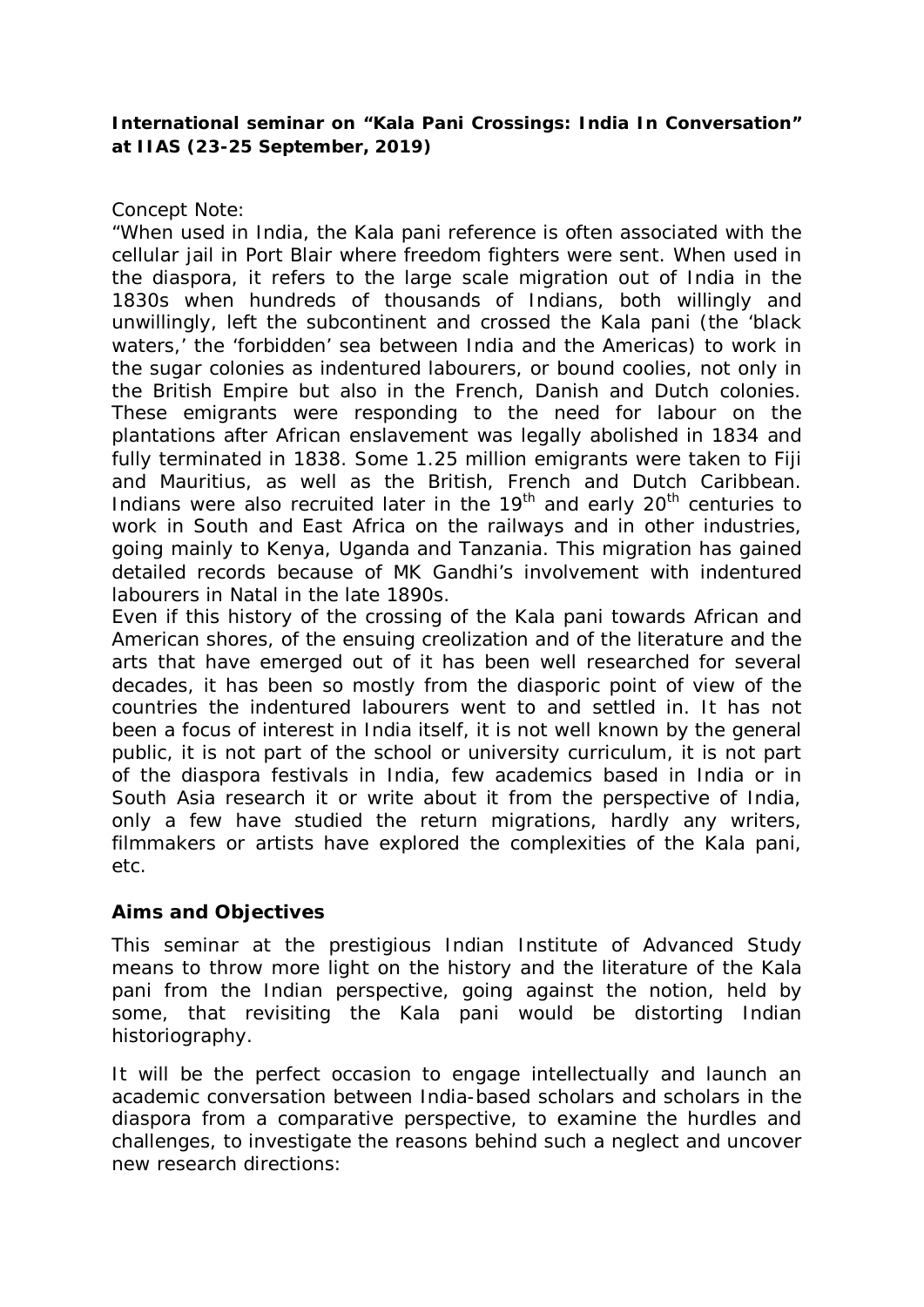**International seminar on "Kala Pani Crossings: India In Conversation" at IIAS (23-25 September, 2019)**

Concept Note:

"When used in India, the Kala pani reference is often associated with the cellular jail in Port Blair where freedom fighters were sent. When used in the diaspora, it refers to the large scale migration out of India in the 1830s when hundreds of thousands of Indians, both willingly and unwillingly, left the subcontinent and crossed the Kala pani (the 'black waters,' the 'forbidden' sea between India and the Americas) to work in the sugar colonies as indentured labourers, or bound coolies, not only in the British Empire but also in the French, Danish and Dutch colonies. These emigrants were responding to the need for labour on the plantations after African enslavement was legally abolished in 1834 and fully terminated in 1838. Some 1.25 million emigrants were taken to Fiji and Mauritius, as well as the British, French and Dutch Caribbean. Indians were also recruited later in the 19th and early 20th centuries to work in South and East Africa on the railways and in other industries, going mainly to Kenya, Uganda and Tanzania. This migration has gained detailed records because of MK Gandhi's involvement with indentured labourers in Natal in the late 1890s.

Even if this history of the crossing of the Kala pani towards African and American shores, of the ensuing creolization and of the literature and the arts that have emerged out of it has been well researched for several decades, it has been so mostly from the diasporic point of view of the countries the indentured labourers went to and settled in. It has not been a focus of interest in India itself, it is not well known by the general public, it is not part of the school or university curriculum, it is not part of the diaspora festivals in India, few academics based in India or in South Asia research it or write about it from the perspective of India, only a few have studied the return migrations, hardly any writers, filmmakers or artists have explored the complexities of the Kala pani, etc.

**Aims and Objectives**

This seminar at the prestigious Indian Institute of Advanced Study means to throw more light on the history and the literature of the Kala pani from the Indian perspective, going against the notion, held by some, that revisiting the Kala pani would be distorting Indian historiography.

It will be the perfect occasion to engage intellectually and launch an academic conversation between India-based scholars and scholars in the diaspora from a comparative perspective, to examine the hurdles and challenges, to investigate the reasons behind such a neglect and uncover new research directions: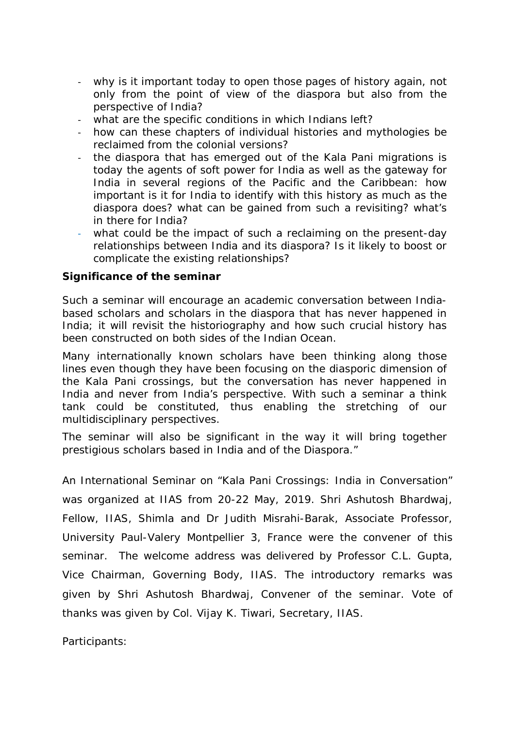- why is it important today to open those pages of history again, not only from the point of view of the diaspora but also from the perspective of India?
- what are the specific conditions in which Indians left?
- how can these chapters of individual histories and mythologies be reclaimed from the colonial versions?
- the diaspora that has emerged out of the Kala Pani migrations is today the agents of soft power for India as well as the gateway for India in several regions of the Pacific and the Caribbean: how important is it for India to identify with this history as much as the diaspora does? what can be gained from such a revisiting? what's in there for India?
- what could be the impact of such a reclaiming on the present-day relationships between India and its diaspora? Is it likely to boost or complicate the existing relationships?

**Significance of the seminar**

Such a seminar will encourage an academic conversation between India-based scholars and scholars in the diaspora that has never happened in India; it will revisit the historiography and how such crucial history has been constructed on both sides of the Indian Ocean.

Many internationally known scholars have been thinking along those lines even though they have been focusing on the diasporic dimension of the Kala Pani crossings, but the conversation has never happened in India and never from India's perspective. With such a seminar a think tank could be constituted, thus enabling the stretching of our multidisciplinary perspectives.

The seminar will also be significant in the way it will bring together prestigious scholars based in India and of the Diaspora."

An International Seminar on "Kala Pani Crossings: India in Conversation" was organized at IIAS from 20-22 May, 2019. Shri Ashutosh Bhardwaj, Fellow, IIAS, Shimla and Dr Judith Misrahi-Barak, Associate Professor, University Paul-Valery Montpellier 3, France were the convener of this seminar. The welcome address was delivered by Professor C.L. Gupta, Vice Chairman, Governing Body, IIAS. The introductory remarks was given by Shri Ashutosh Bhardwaj, Convener of the seminar. Vote of thanks was given by Col. Vijay K. Tiwari, Secretary, IIAS.

Participants: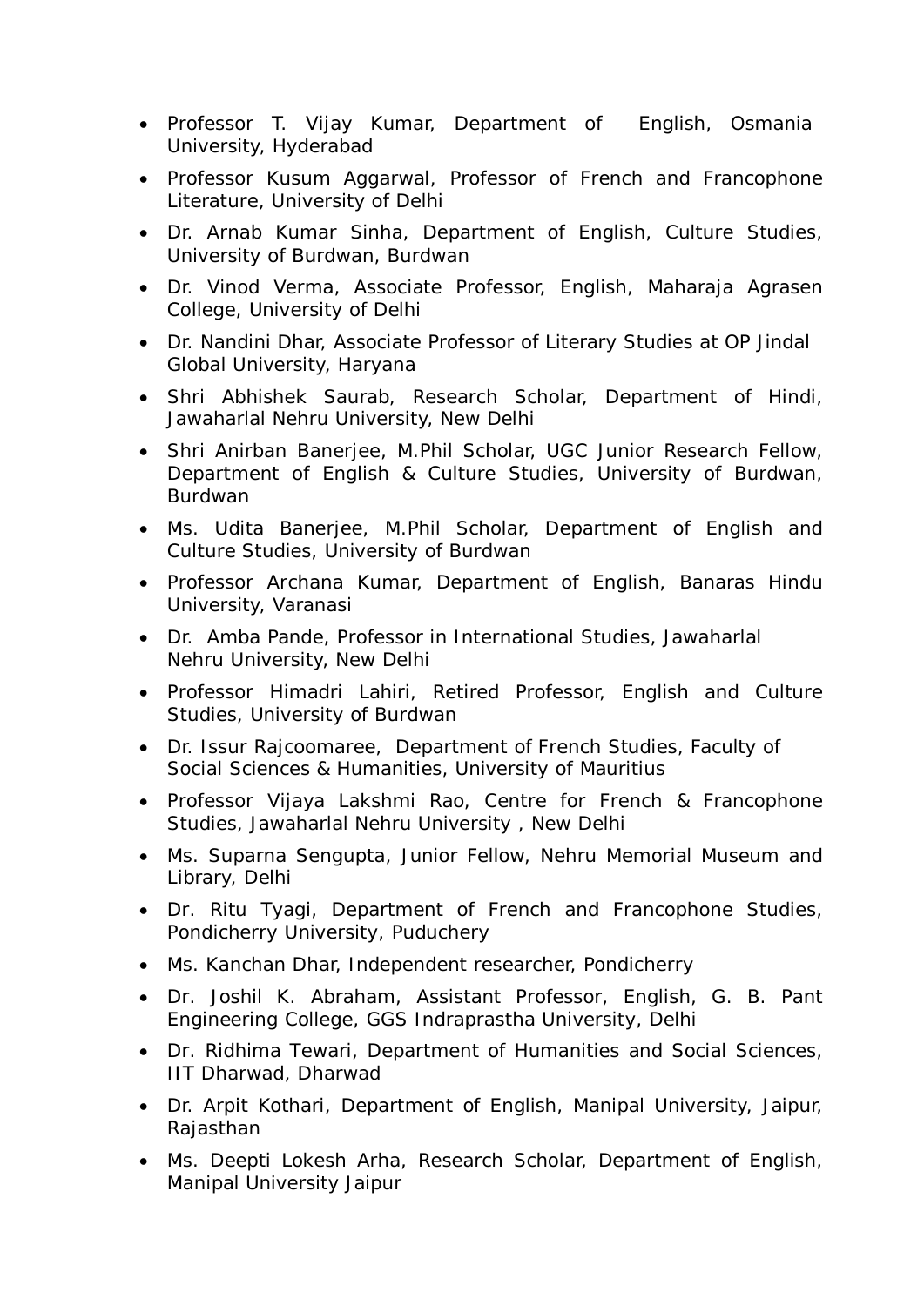- Professor T. Vijay Kumar, Department of English, Osmania University, Hyderabad
- Professor Kusum Aggarwal, Professor of French and Francophone Literature, University of Delhi
- Dr. Arnab Kumar Sinha, Department of English, Culture Studies, University of Burdwan, Burdwan
- Dr. Vinod Verma, Associate Professor, English, Maharaja Agrasen College, University of Delhi
- Dr. Nandini Dhar, Associate Professor of Literary Studies at OP Jindal Global University, Haryana
- Shri Abhishek Saurab, Research Scholar, Department of Hindi, Jawaharlal Nehru University, New Delhi
- Shri Anirban Banerjee, M.Phil Scholar, UGC Junior Research Fellow, Department of English & Culture Studies, University of Burdwan, Burdwan
- Ms. Udita Banerjee, M.Phil Scholar, Department of English and Culture Studies, University of Burdwan
- Professor Archana Kumar, Department of English, Banaras Hindu University, Varanasi
- Dr. Amba Pande, Professor in International Studies, Jawaharlal Nehru University, New Delhi
- Professor Himadri Lahiri, Retired Professor, English and Culture Studies, University of Burdwan
- Dr. Issur Rajcoomaree, Department of French Studies, Faculty of Social Sciences & Humanities, University of Mauritius
- Professor Vijaya Lakshmi Rao, Centre for French & Francophone Studies, Jawaharlal Nehru University , New Delhi
- Ms. Suparna Sengupta, Junior Fellow, Nehru Memorial Museum and Library, Delhi
- Dr. Ritu Tyagi, Department of French and Francophone Studies, Pondicherry University, Puduchery
- Ms. Kanchan Dhar, Independent researcher, Pondicherry
- Dr. Joshil K. Abraham, Assistant Professor, English, G. B. Pant Engineering College, GGS Indraprastha University, Delhi
- Dr. Ridhima Tewari, Department of Humanities and Social Sciences, IIT Dharwad, Dharwad
- Dr. Arpit Kothari, Department of English, Manipal University, Jaipur, Rajasthan
- Ms. Deepti Lokesh Arha, Research Scholar, Department of English, Manipal University Jaipur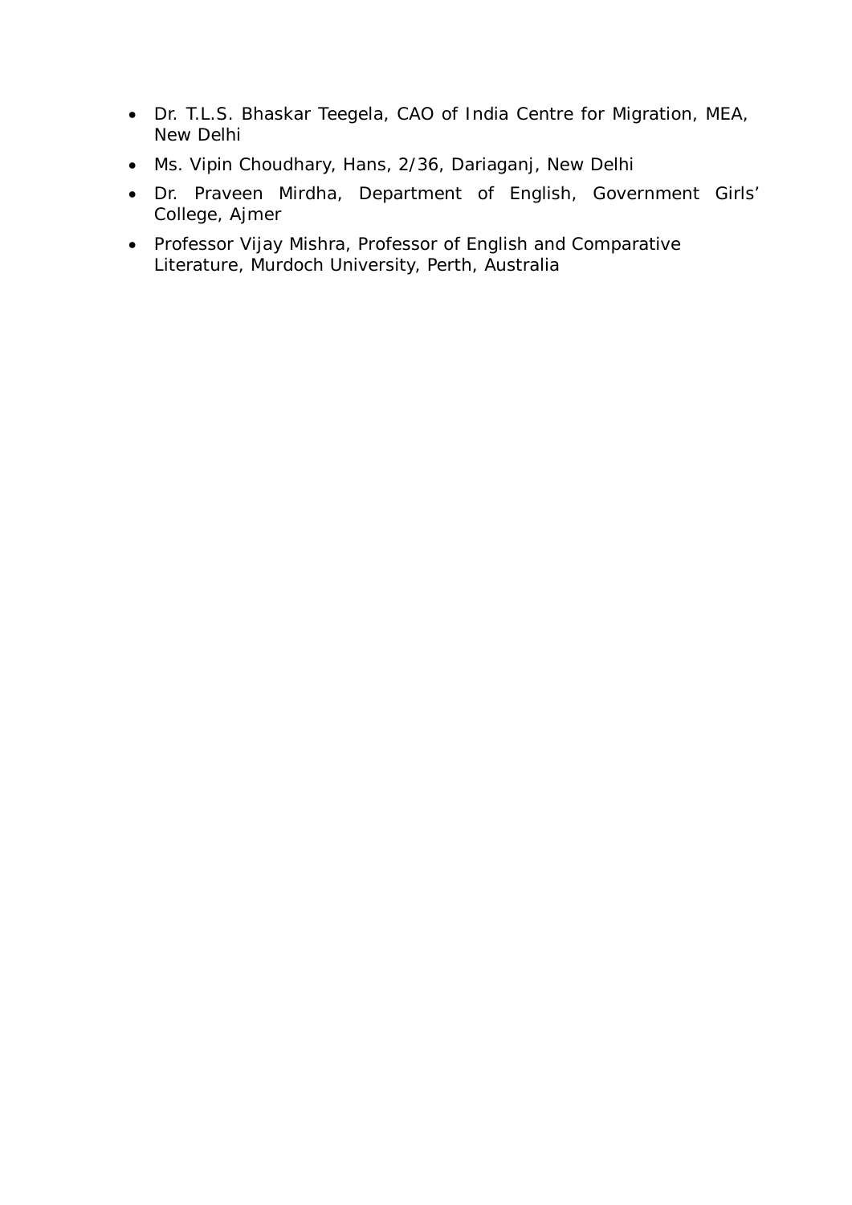- Dr. T.L.S. Bhaskar Teegela, CAO of India Centre for Migration, MEA, New Delhi
- Ms. Vipin Choudhary, Hans, 2/36, Dariaganj, New Delhi
- Dr. Praveen Mirdha, Department of English, Government Girls' College, Ajmer
- Professor Vijay Mishra, Professor of English and Comparative Literature, Murdoch University, Perth, Australia